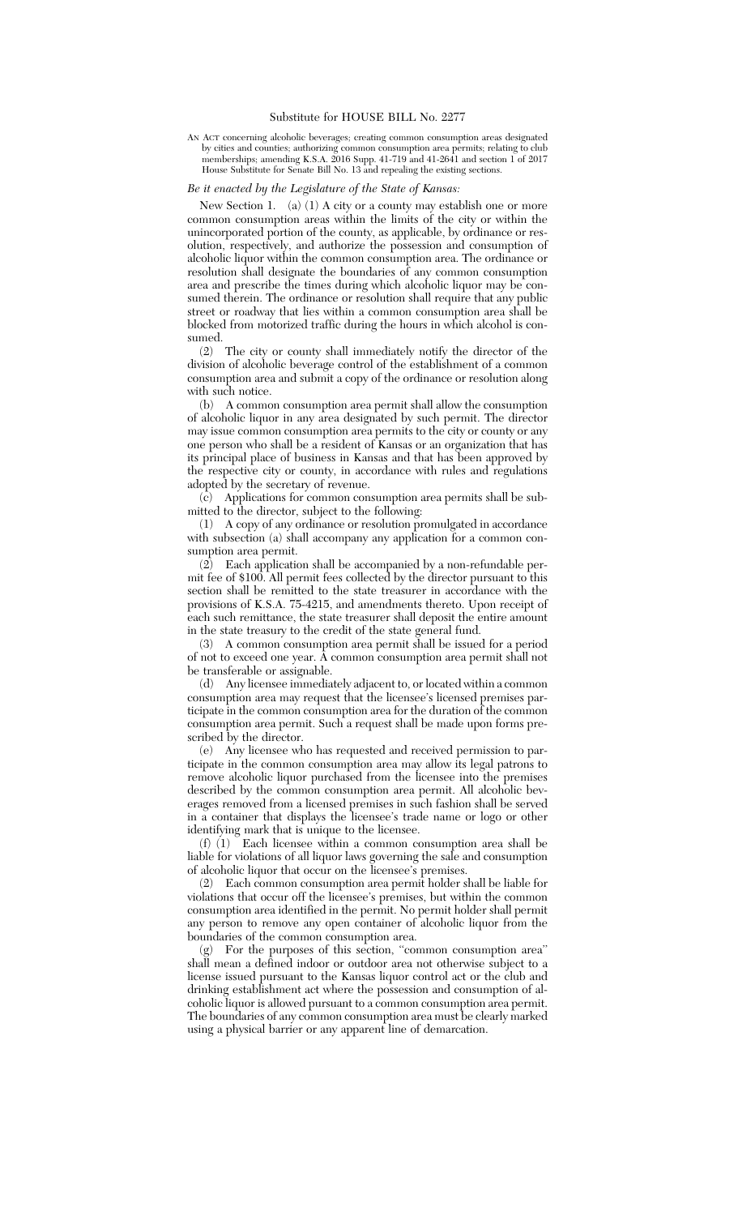# Substitute for HOUSE BILL No. 2277

AN ACT concerning alcoholic beverages; creating common consumption areas designated by cities and counties; authorizing common consumption area permits; relating to club memberships; amending K.S.A. 2016 Supp. 41-719 and 41-2641 and section 1 of 2017 House Substitute for Senate Bill No. 13 and repealing the existing sections.

*Be it enacted by the Legislature of the State of Kansas:*

New Section 1. (a) (1) A city or a county may establish one or more common consumption areas within the limits of the city or within the unincorporated portion of the county, as applicable, by ordinance or resolution, respectively, and authorize the possession and consumption of alcoholic liquor within the common consumption area. The ordinance or resolution shall designate the boundaries of any common consumption area and prescribe the times during which alcoholic liquor may be consumed therein. The ordinance or resolution shall require that any public street or roadway that lies within a common consumption area shall be blocked from motorized traffic during the hours in which alcohol is consumed.

(2) The city or county shall immediately notify the director of the division of alcoholic beverage control of the establishment of a common consumption area and submit a copy of the ordinance or resolution along with such notice.

(b) A common consumption area permit shall allow the consumption of alcoholic liquor in any area designated by such permit. The director may issue common consumption area permits to the city or county or any one person who shall be a resident of Kansas or an organization that has its principal place of business in Kansas and that has been approved by the respective city or county, in accordance with rules and regulations adopted by the secretary of revenue.

(c) Applications for common consumption area permits shall be submitted to the director, subject to the following:

(1) A copy of any ordinance or resolution promulgated in accordance with subsection (a) shall accompany any application for a common consumption area permit.

(2) Each application shall be accompanied by a non-refundable permit fee of $100. All permit fees collected by the director pursuant to this section shall be remitted to the state treasurer in accordance with the provisions of K.S.A. 75-4215, and amendments thereto. Upon receipt of each such remittance, the state treasurer shall deposit the entire amount in the state treasury to the credit of the state general fund.

(3) A common consumption area permit shall be issued for a period of not to exceed one year. A common consumption area permit shall not be transferable or assignable.

(d) Any licensee immediately adjacent to, or located within a common consumption area may request that the licensee's licensed premises participate in the common consumption area for the duration of the common consumption area permit. Such a request shall be made upon forms prescribed by the director.

(e) Any licensee who has requested and received permission to participate in the common consumption area may allow its legal patrons to remove alcoholic liquor purchased from the licensee into the premises described by the common consumption area permit. All alcoholic beverages removed from a licensed premises in such fashion shall be served in a container that displays the licensee's trade name or logo or other identifying mark that is unique to the licensee.

(f) (1) Each licensee within a common consumption area shall be liable for violations of all liquor laws governing the sale and consumption of alcoholic liquor that occur on the licensee's premises.

(2) Each common consumption area permit holder shall be liable for violations that occur off the licensee's premises, but within the common consumption area identified in the permit. No permit holder shall permit any person to remove any open container of alcoholic liquor from the boundaries of the common consumption area.

(g) For the purposes of this section, "common consumption area" shall mean a defined indoor or outdoor area not otherwise subject to a license issued pursuant to the Kansas liquor control act or the club and drinking establishment act where the possession and consumption of alcoholic liquor is allowed pursuant to a common consumption area permit. The boundaries of any common consumption area must be clearly marked using a physical barrier or any apparent line of demarcation.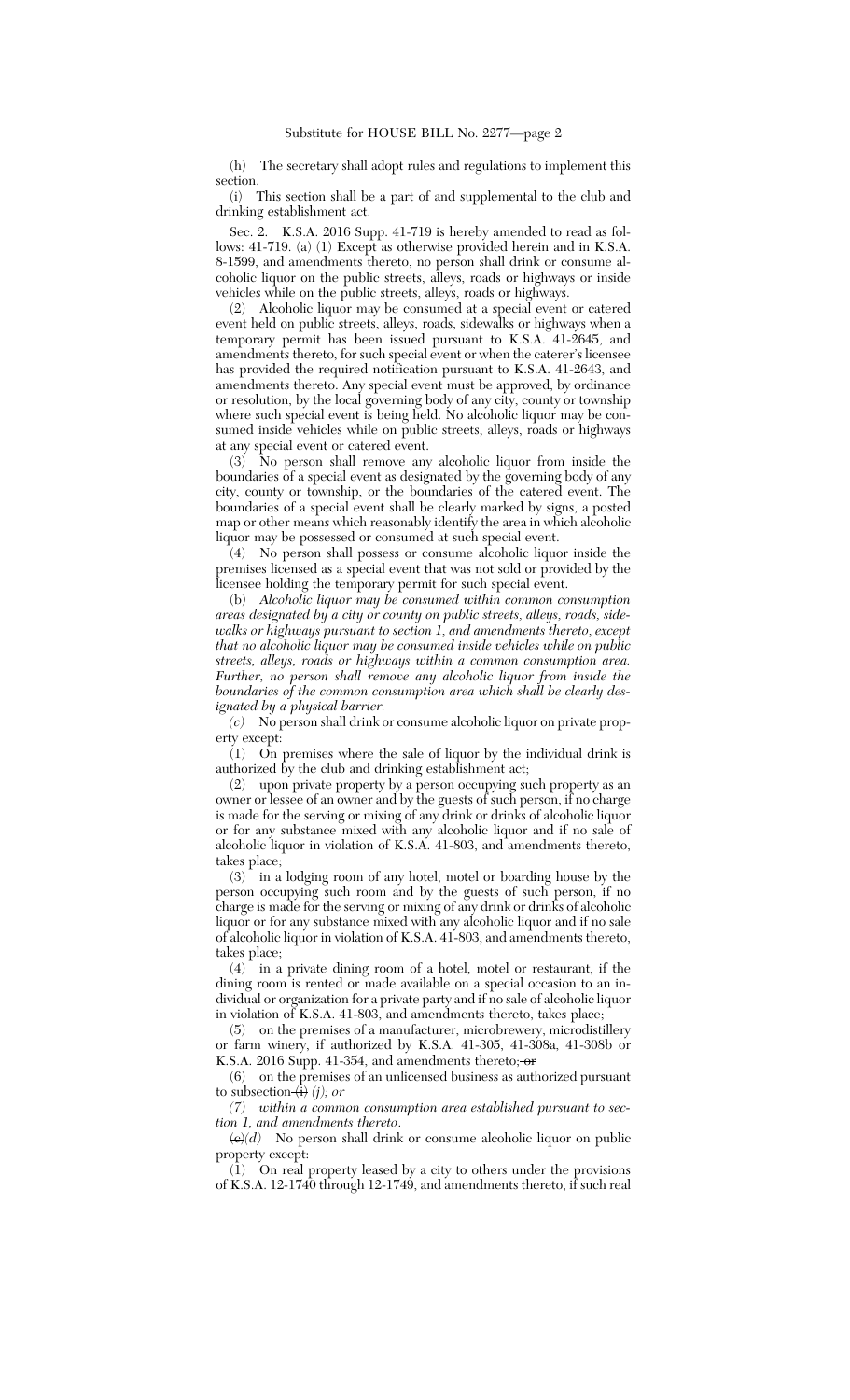(h) The secretary shall adopt rules and regulations to implement this section.

(i) This section shall be a part of and supplemental to the club and drinking establishment act.

Sec. 2. K.S.A. 2016 Supp. 41-719 is hereby amended to read as follows: 41-719. (a) (1) Except as otherwise provided herein and in K.S.A. 8-1599, and amendments thereto, no person shall drink or consume alcoholic liquor on the public streets, alleys, roads or highways or inside vehicles while on the public streets, alleys, roads or highways.

(2) Alcoholic liquor may be consumed at a special event or catered event held on public streets, alleys, roads, sidewalks or highways when a temporary permit has been issued pursuant to K.S.A. 41-2645, and amendments thereto, for such special event or when the caterer's licensee has provided the required notification pursuant to K.S.A. 41-2643, and amendments thereto. Any special event must be approved, by ordinance or resolution, by the local governing body of any city, county or township where such special event is being held. No alcoholic liquor may be consumed inside vehicles while on public streets, alleys, roads or highways at any special event or catered event.

(3) No person shall remove any alcoholic liquor from inside the boundaries of a special event as designated by the governing body of any city, county or township, or the boundaries of the catered event. The boundaries of a special event shall be clearly marked by signs, a posted map or other means which reasonably identify the area in which alcoholic liquor may be possessed or consumed at such special event.

(4) No person shall possess or consume alcoholic liquor inside the premises licensed as a special event that was not sold or provided by the licensee holding the temporary permit for such special event.

(b) *Alcoholic liquor may be consumed within common consumption areas designated by a city or county on public streets, alleys, roads, sidewalks or highways pursuant to section 1, and amendments thereto, except that no alcoholic liquor may be consumed inside vehicles while on public streets, alleys, roads or highways within a common consumption area. Further, no person shall remove any alcoholic liquor from inside the boundaries of the common consumption area which shall be clearly designated by a physical barrier.*

*(c)* No person shall drink or consume alcoholic liquor on private property except:

(1) On premises where the sale of liquor by the individual drink is authorized by the club and drinking establishment act;

(2) upon private property by a person occupying such property as an owner or lessee of an owner and by the guests of such person, if no charge is made for the serving or mixing of any drink or drinks of alcoholic liquor or for any substance mixed with any alcoholic liquor and if no sale of alcoholic liquor in violation of K.S.A. 41-803, and amendments thereto, takes place;

(3) in a lodging room of any hotel, motel or boarding house by the person occupying such room and by the guests of such person, if no charge is made for the serving or mixing of any drink or drinks of alcoholic liquor or for any substance mixed with any alcoholic liquor and if no sale of alcoholic liquor in violation of K.S.A. 41-803, and amendments thereto, takes place;

(4) in a private dining room of a hotel, motel or restaurant, if the dining room is rented or made available on a special occasion to an individual or organization for a private party and if no sale of alcoholic liquor in violation of K.S.A. 41-803, and amendments thereto, takes place;

(5) on the premises of a manufacturer, microbrewery, microdistillery or farm winery, if authorized by K.S.A. 41-305, 41-308a, 41-308b or K.S.A. 2016 Supp. 41-354, and amendments thereto; ~~or~~

(6) on the premises of an unlicensed business as authorized pursuant to subsection ~~(i)~~ *(j); or*

*(7) within a common consumption area established pursuant to section 1, and amendments thereto*.

~~(c)~~*(d)* No person shall drink or consume alcoholic liquor on public property except:

(1) On real property leased by a city to others under the provisions of K.S.A. 12-1740 through 12-1749, and amendments thereto, if such real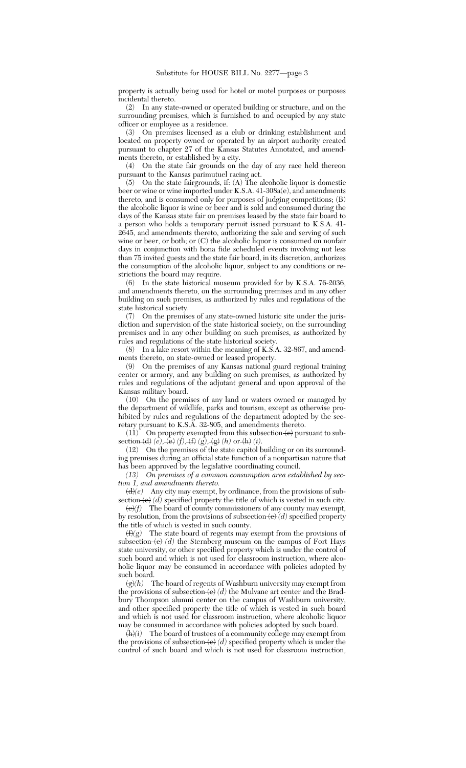property is actually being used for hotel or motel purposes or purposes incidental thereto.

(2) In any state-owned or operated building or structure, and on the surrounding premises, which is furnished to and occupied by any state officer or employee as a residence.

(3) On premises licensed as a club or drinking establishment and located on property owned or operated by an airport authority created pursuant to chapter 27 of the Kansas Statutes Annotated, and amendments thereto, or established by a city.

(4) On the state fair grounds on the day of any race held thereon pursuant to the Kansas parimutuel racing act.

(5) On the state fairgrounds, if: (A) The alcoholic liquor is domestic beer or wine or wine imported under K.S.A. 41-308a(e), and amendments thereto, and is consumed only for purposes of judging competitions; (B) the alcoholic liquor is wine or beer and is sold and consumed during the days of the Kansas state fair on premises leased by the state fair board to a person who holds a temporary permit issued pursuant to K.S.A. 41-2645, and amendments thereto, authorizing the sale and serving of such wine or beer, or both; or (C) the alcoholic liquor is consumed on nonfair days in conjunction with bona fide scheduled events involving not less than 75 invited guests and the state fair board, in its discretion, authorizes the consumption of the alcoholic liquor, subject to any conditions or restrictions the board may require.

(6) In the state historical museum provided for by K.S.A. 76-2036, and amendments thereto, on the surrounding premises and in any other building on such premises, as authorized by rules and regulations of the state historical society.

(7) On the premises of any state-owned historic site under the jurisdiction and supervision of the state historical society, on the surrounding premises and in any other building on such premises, as authorized by rules and regulations of the state historical society.

(8) In a lake resort within the meaning of K.S.A. 32-867, and amendments thereto, on state-owned or leased property.

(9) On the premises of any Kansas national guard regional training center or armory, and any building on such premises, as authorized by rules and regulations of the adjutant general and upon approval of the Kansas military board.

(10) On the premises of any land or waters owned or managed by the department of wildlife, parks and tourism, except as otherwise prohibited by rules and regulations of the department adopted by the secretary pursuant to K.S.A. 32-805, and amendments thereto.

(11) On property exempted from this subsection ~~(c)~~ pursuant to subsection ~~(d)~~ *(e)*, ~~(e)~~ *(f)*, ~~(f)~~ *(g)*, ~~(g)~~ *(h)* or ~~(h)~~ *(i)*.

(12) On the premises of the state capitol building or on its surrounding premises during an official state function of a nonpartisan nature that has been approved by the legislative coordinating council.

*(13) On premises of a common consumption area established by section 1, and amendments thereto.*

~~(d)~~*(e)* Any city may exempt, by ordinance, from the provisions of subsection ~~(c)~~ *(d)* specified property the title of which is vested in such city.

~~(e)~~*(f)* The board of county commissioners of any county may exempt, by resolution, from the provisions of subsection ~~(c)~~ *(d)* specified property the title of which is vested in such county.

~~(f)~~*(g)* The state board of regents may exempt from the provisions of subsection ~~(c)~~ *(d)* the Sternberg museum on the campus of Fort Hays state university, or other specified property which is under the control of such board and which is not used for classroom instruction, where alcoholic liquor may be consumed in accordance with policies adopted by such board.

~~(g)~~*(h)* The board of regents of Washburn university may exempt from the provisions of subsection ~~(c)~~ *(d)* the Mulvane art center and the Bradbury Thompson alumni center on the campus of Washburn university, and other specified property the title of which is vested in such board and which is not used for classroom instruction, where alcoholic liquor may be consumed in accordance with policies adopted by such board.

~~(h)~~*(i)* The board of trustees of a community college may exempt from the provisions of subsection ~~(c)~~ *(d)* specified property which is under the control of such board and which is not used for classroom instruction,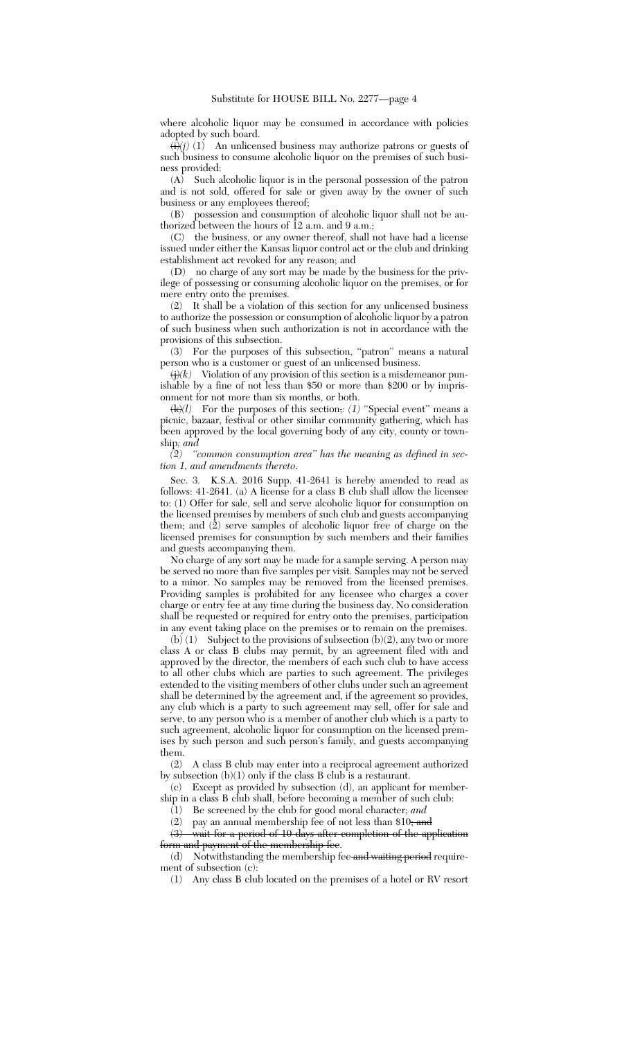where alcoholic liquor may be consumed in accordance with policies adopted by such board.

~~(i)~~*(j)* (1) An unlicensed business may authorize patrons or guests of such business to consume alcoholic liquor on the premises of such business provided:

(A) Such alcoholic liquor is in the personal possession of the patron and is not sold, offered for sale or given away by the owner of such business or any employees thereof;

(B) possession and consumption of alcoholic liquor shall not be authorized between the hours of 12 a.m. and 9 a.m.;

(C) the business, or any owner thereof, shall not have had a license issued under either the Kansas liquor control act or the club and drinking establishment act revoked for any reason; and

(D) no charge of any sort may be made by the business for the privilege of possessing or consuming alcoholic liquor on the premises, or for mere entry onto the premises.

(2) It shall be a violation of this section for any unlicensed business to authorize the possession or consumption of alcoholic liquor by a patron of such business when such authorization is not in accordance with the provisions of this subsection.

(3) For the purposes of this subsection, "patron" means a natural person who is a customer or guest of an unlicensed business.

~~(j)~~*(k)* Violation of any provision of this section is a misdemeanor punishable by a fine of not less than $50 or more than $200 or by imprisonment for not more than six months, or both.

~~(k)~~*(l)* For the purposes of this section~~,~~*: (1)* "Special event" means a picnic, bazaar, festival or other similar community gathering, which has been approved by the local governing body of any city, county or township*; and*

*(2) "common consumption area" has the meaning as defined in section 1, and amendments thereto.*

Sec. 3. K.S.A. 2016 Supp. 41-2641 is hereby amended to read as follows: 41-2641. (a) A license for a class B club shall allow the licensee to: (1) Offer for sale, sell and serve alcoholic liquor for consumption on the licensed premises by members of such club and guests accompanying them; and (2) serve samples of alcoholic liquor free of charge on the licensed premises for consumption by such members and their families and guests accompanying them.

No charge of any sort may be made for a sample serving. A person may be served no more than five samples per visit. Samples may not be served to a minor. No samples may be removed from the licensed premises. Providing samples is prohibited for any licensee who charges a cover charge or entry fee at any time during the business day. No consideration shall be requested or required for entry onto the premises, participation in any event taking place on the premises or to remain on the premises.

(b) (1) Subject to the provisions of subsection (b)(2), any two or more class A or class B clubs may permit, by an agreement filed with and approved by the director, the members of each such club to have access to all other clubs which are parties to such agreement. The privileges extended to the visiting members of other clubs under such an agreement shall be determined by the agreement and, if the agreement so provides, any club which is a party to such agreement may sell, offer for sale and serve, to any person who is a member of another club which is a party to such agreement, alcoholic liquor for consumption on the licensed premises by such person and such person's family, and guests accompanying them.

(2) A class B club may enter into a reciprocal agreement authorized by subsection (b)(1) only if the class B club is a restaurant.

(c) Except as provided by subsection (d), an applicant for membership in a class B club shall, before becoming a member of such club:

(1) Be screened by the club for good moral character~~;~~ *and*

(2) pay an annual membership fee of not less than $10~~; and~~

~~(3) wait for a period of 10 days after completion of the application form and payment of the membership fee~~.

(d) Notwithstanding the membership fee ~~and waiting period~~ requirement of subsection (c):

(1) Any class B club located on the premises of a hotel or RV resort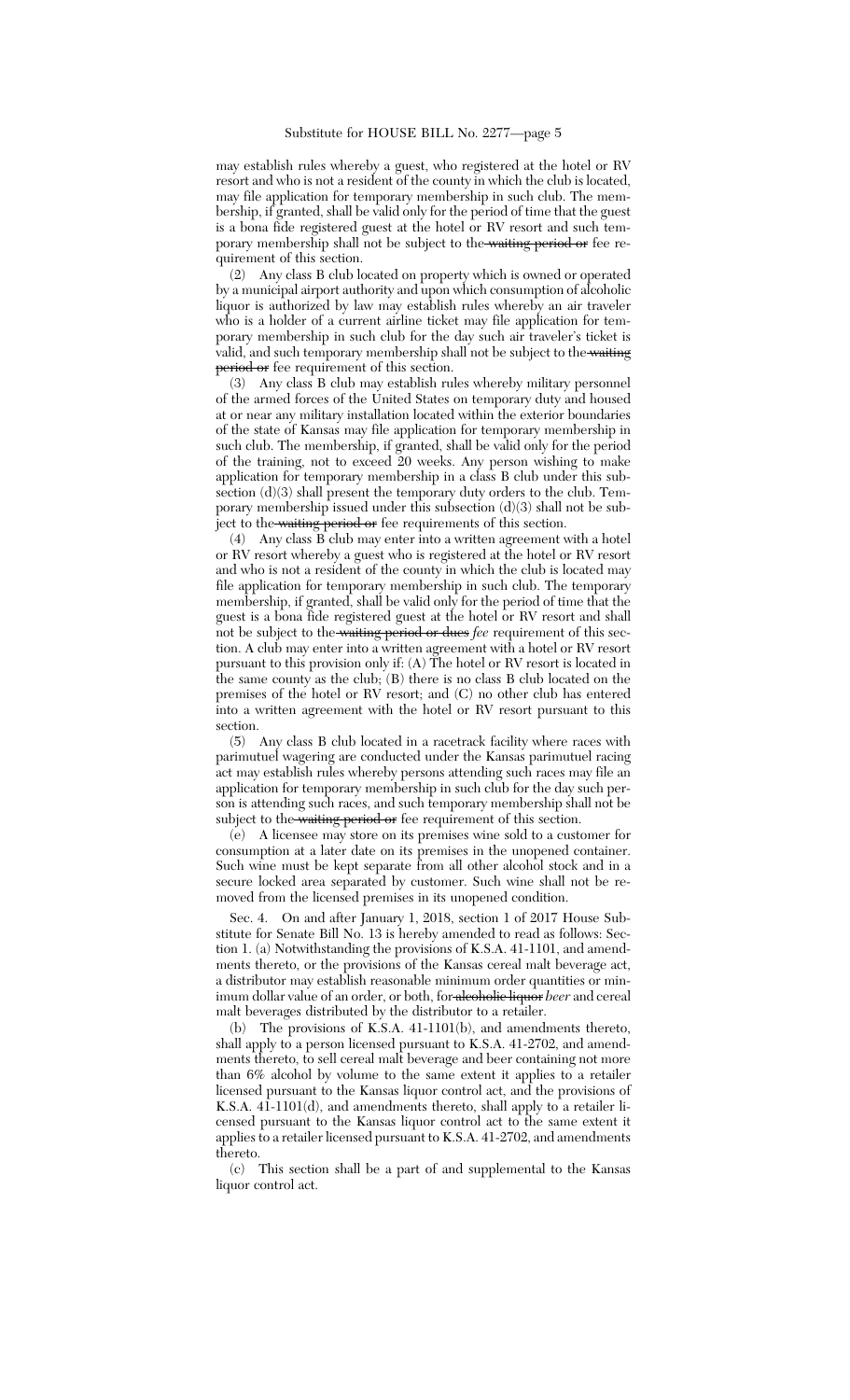may establish rules whereby a guest, who registered at the hotel or RV resort and who is not a resident of the county in which the club is located, may file application for temporary membership in such club. The membership, if granted, shall be valid only for the period of time that the guest is a bona fide registered guest at the hotel or RV resort and such temporary membership shall not be subject to the ~~waiting period or~~ fee requirement of this section.

(2) Any class B club located on property which is owned or operated by a municipal airport authority and upon which consumption of alcoholic liquor is authorized by law may establish rules whereby an air traveler who is a holder of a current airline ticket may file application for temporary membership in such club for the day such air traveler's ticket is valid, and such temporary membership shall not be subject to the ~~waiting period or~~ fee requirement of this section.

(3) Any class B club may establish rules whereby military personnel of the armed forces of the United States on temporary duty and housed at or near any military installation located within the exterior boundaries of the state of Kansas may file application for temporary membership in such club. The membership, if granted, shall be valid only for the period of the training, not to exceed 20 weeks. Any person wishing to make application for temporary membership in a class B club under this subsection (d)(3) shall present the temporary duty orders to the club. Temporary membership issued under this subsection (d)(3) shall not be subject to the ~~waiting period or~~ fee requirements of this section.

(4) Any class B club may enter into a written agreement with a hotel or RV resort whereby a guest who is registered at the hotel or RV resort and who is not a resident of the county in which the club is located may file application for temporary membership in such club. The temporary membership, if granted, shall be valid only for the period of time that the guest is a bona fide registered guest at the hotel or RV resort and shall not be subject to the ~~waiting period or dues~~ *fee* requirement of this section. A club may enter into a written agreement with a hotel or RV resort pursuant to this provision only if: (A) The hotel or RV resort is located in the same county as the club; (B) there is no class B club located on the premises of the hotel or RV resort; and (C) no other club has entered into a written agreement with the hotel or RV resort pursuant to this section.

(5) Any class B club located in a racetrack facility where races with parimutuel wagering are conducted under the Kansas parimutuel racing act may establish rules whereby persons attending such races may file an application for temporary membership in such club for the day such person is attending such races, and such temporary membership shall not be subject to the ~~waiting period or~~ fee requirement of this section.

(e) A licensee may store on its premises wine sold to a customer for consumption at a later date on its premises in the unopened container. Such wine must be kept separate from all other alcohol stock and in a secure locked area separated by customer. Such wine shall not be removed from the licensed premises in its unopened condition.

Sec. 4. On and after January 1, 2018, section 1 of 2017 House Substitute for Senate Bill No. 13 is hereby amended to read as follows: Section 1. (a) Notwithstanding the provisions of K.S.A. 41-1101, and amendments thereto, or the provisions of the Kansas cereal malt beverage act, a distributor may establish reasonable minimum order quantities or minimum dollar value of an order, or both, for ~~alcoholic liquor~~ *beer* and cereal malt beverages distributed by the distributor to a retailer.

(b) The provisions of K.S.A. 41-1101(b), and amendments thereto, shall apply to a person licensed pursuant to K.S.A. 41-2702, and amendments thereto, to sell cereal malt beverage and beer containing not more than 6% alcohol by volume to the same extent it applies to a retailer licensed pursuant to the Kansas liquor control act, and the provisions of K.S.A. 41-1101(d), and amendments thereto, shall apply to a retailer licensed pursuant to the Kansas liquor control act to the same extent it applies to a retailer licensed pursuant to K.S.A. 41-2702, and amendments thereto.

(c) This section shall be a part of and supplemental to the Kansas liquor control act.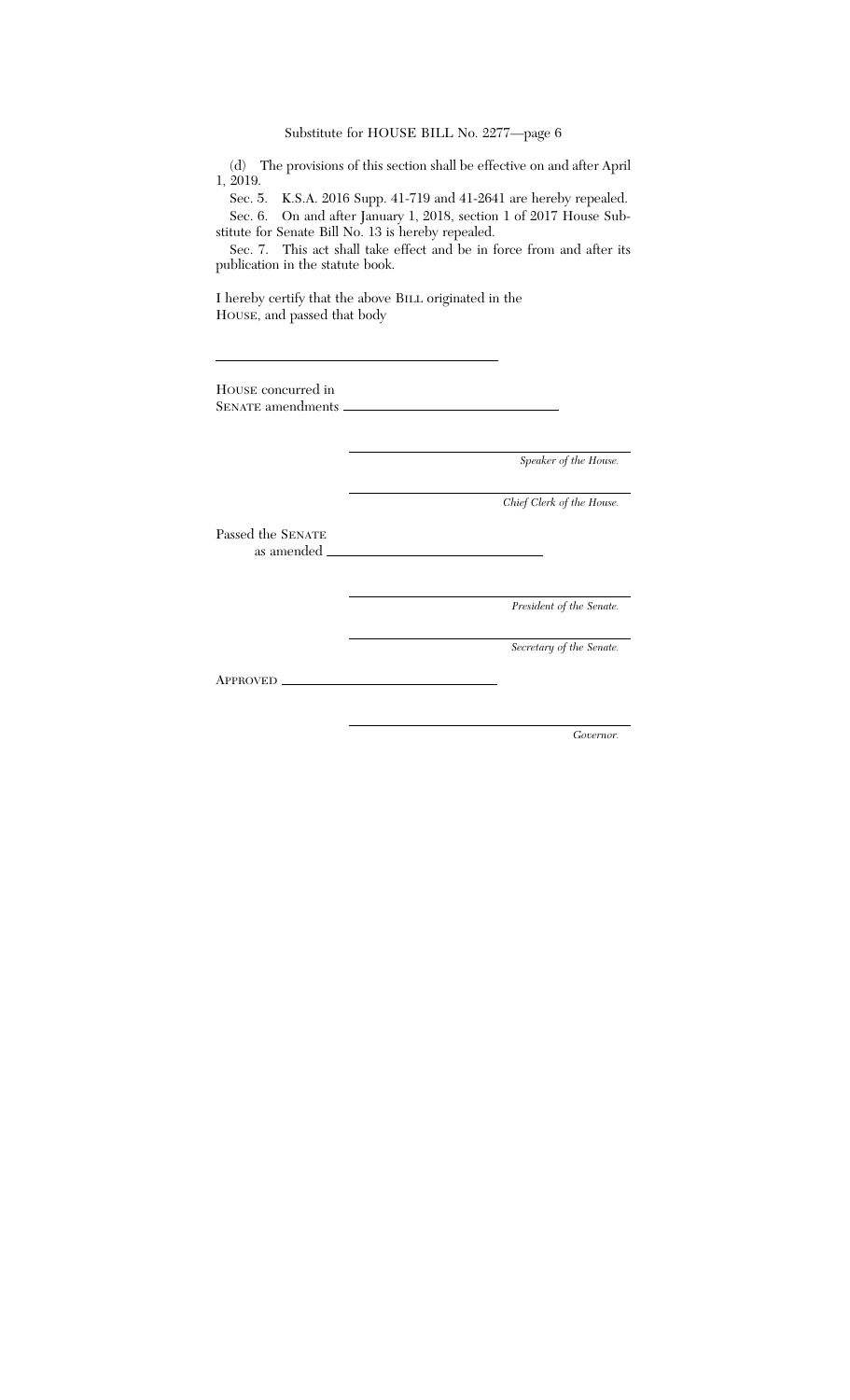(d) The provisions of this section shall be effective on and after April 1, 2019.

Sec. 5. K.S.A. 2016 Supp. 41-719 and 41-2641 are hereby repealed.

Sec. 6. On and after January 1, 2018, section 1 of 2017 House Substitute for Senate Bill No. 13 is hereby repealed.

Sec. 7. This act shall take effect and be in force from and after its publication in the statute book.

I hereby certify that the above BILL originated in the HOUSE, and passed that body

\_\_\_\_\_\_\_\_\_\_\_\_\_\_\_\_\_\_\_\_\_\_\_\_\_\_\_\_\_\_\_\_

HOUSE concurred in
SENATE amendments \_\_\_\_\_\_\_\_\_\_\_\_\_\_\_\_\_\_\_\_\_\_\_\_

\_\_\_\_\_\_\_\_\_\_\_\_\_\_\_\_\_\_\_\_\_\_\_\_
*Speaker of the House.*

\_\_\_\_\_\_\_\_\_\_\_\_\_\_\_\_\_\_\_\_\_\_\_\_
*Chief Clerk of the House.*

Passed the SENATE
as amended \_\_\_\_\_\_\_\_\_\_\_\_\_\_\_\_\_\_\_\_\_\_\_\_

\_\_\_\_\_\_\_\_\_\_\_\_\_\_\_\_\_\_\_\_\_\_\_\_
*President of the Senate.*

\_\_\_\_\_\_\_\_\_\_\_\_\_\_\_\_\_\_\_\_\_\_\_\_
*Secretary of the Senate.*

APPROVED \_\_\_\_\_\_\_\_\_\_\_\_\_\_\_\_\_\_\_\_\_\_\_\_

\_\_\_\_\_\_\_\_\_\_\_\_\_\_\_\_\_\_\_\_\_\_\_\_
*Governor.*